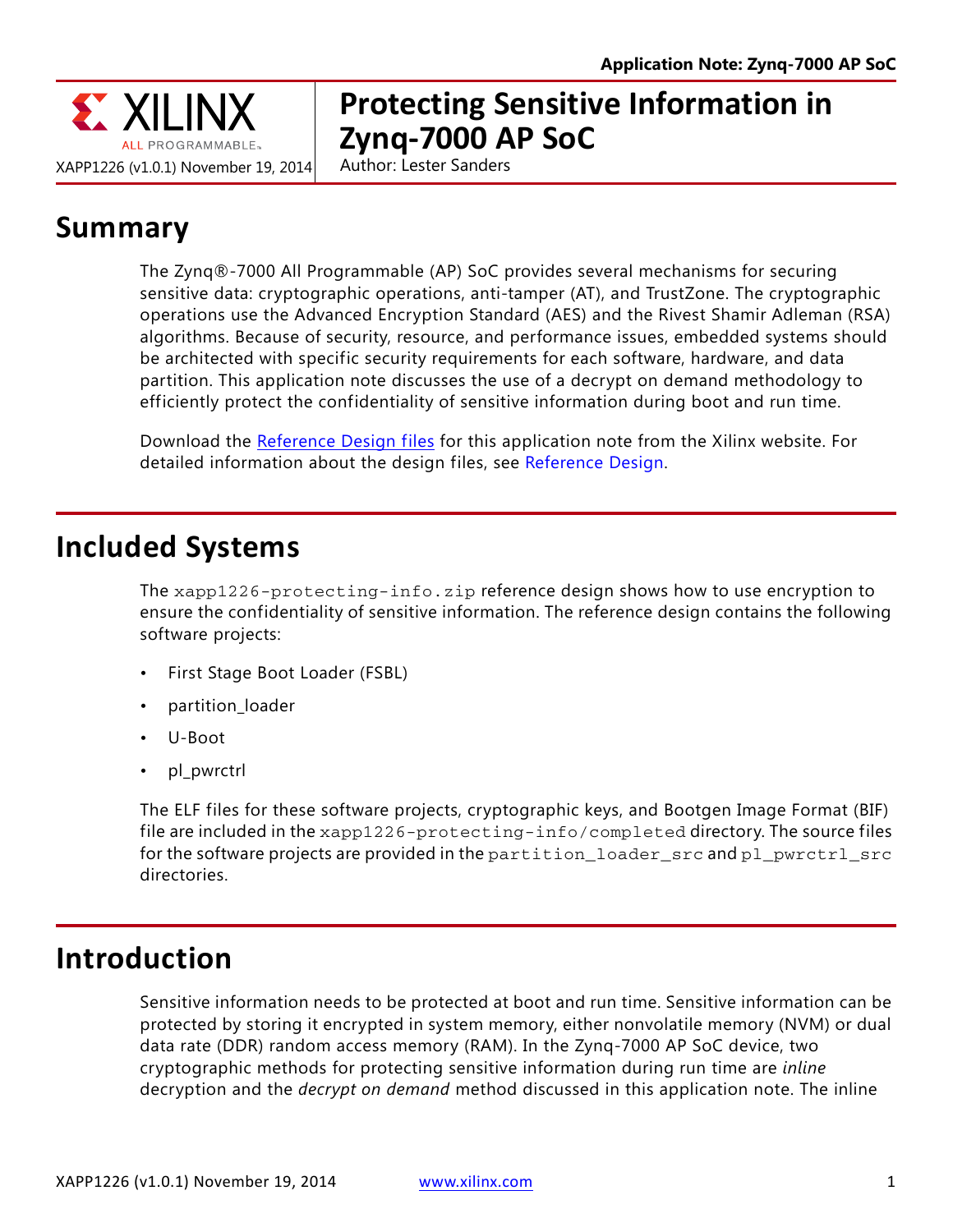# Protecting Sensitive Information in Zynq-7000 AP SoC

XAPP1226 (v1.0.1) November 19, 2014

Author: Lester Sanders

## Summary

The Zynq®-7000 All Programmable (AP) SoC provides several mechanisms for securing sensitive data: cryptographic operations, anti-tamper (AT), and TrustZone. The cryptographic operations use the Advanced Encryption Standard (AES) and the Rivest Shamir Adleman (RSA) algorithms. Because of security, resource, and performance issues, embedded systems should be architected with specific security requirements for each software, hardware, and data partition. This application note discusses the use of a decrypt on demand methodology to efficiently protect the confidentiality of sensitive information during boot and run time.

Download the Reference Design files for this application note from the Xilinx website. For detailed information about the design files, see Reference Design.

## Included Systems

The `xapp1226-protecting-info.zip` reference design shows how to use encryption to ensure the confidentiality of sensitive information. The reference design contains the following software projects:

- First Stage Boot Loader (FSBL)
- partition_loader
- U-Boot
- pl_pwrctrl

The ELF files for these software projects, cryptographic keys, and Bootgen Image Format (BIF) file are included in the `xapp1226-protecting-info/completed` directory. The source files for the software projects are provided in the `partition_loader_src` and `pl_pwrctrl_src` directories.

## Introduction

Sensitive information needs to be protected at boot and run time. Sensitive information can be protected by storing it encrypted in system memory, either nonvolatile memory (NVM) or dual data rate (DDR) random access memory (RAM). In the Zynq-7000 AP SoC device, two cryptographic methods for protecting sensitive information during run time are *inline* decryption and the *decrypt on demand* method discussed in this application note. The inline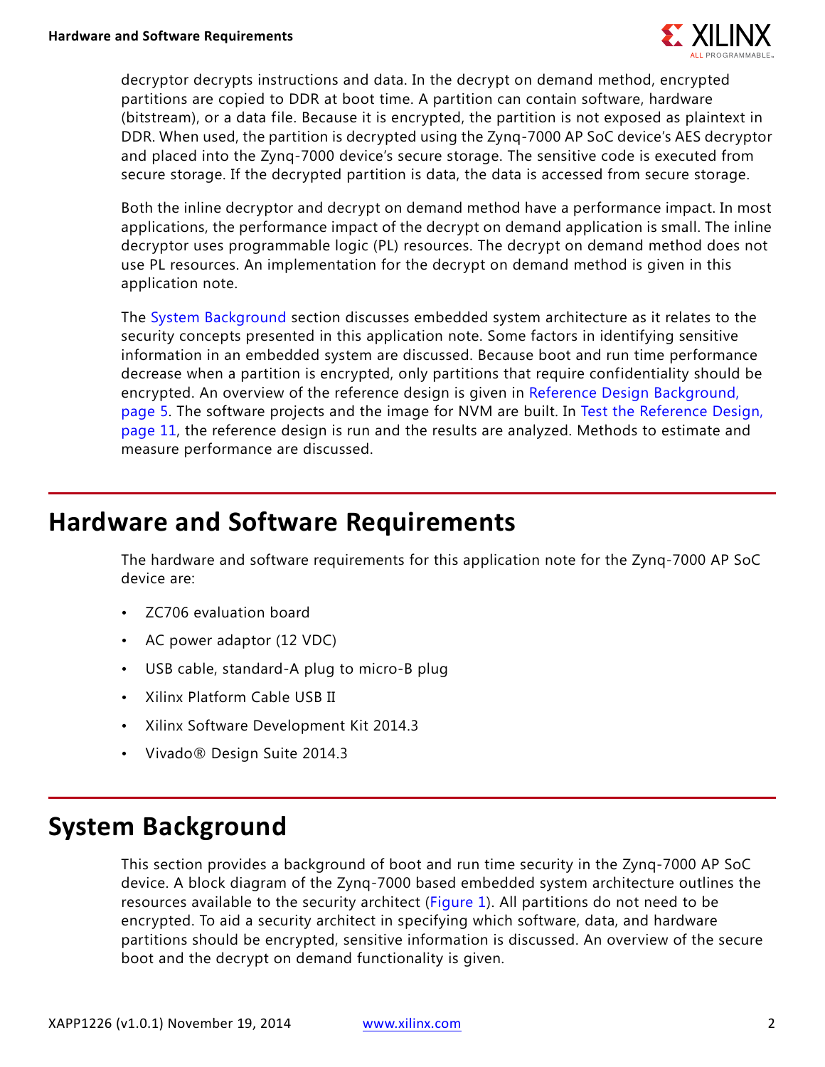decryptor decrypts instructions and data. In the decrypt on demand method, encrypted partitions are copied to DDR at boot time. A partition can contain software, hardware (bitstream), or a data file. Because it is encrypted, the partition is not exposed as plaintext in DDR. When used, the partition is decrypted using the Zynq-7000 AP SoC device's AES decryptor and placed into the Zynq-7000 device's secure storage. The sensitive code is executed from secure storage. If the decrypted partition is data, the data is accessed from secure storage.

Both the inline decryptor and decrypt on demand method have a performance impact. In most applications, the performance impact of the decrypt on demand application is small. The inline decryptor uses programmable logic (PL) resources. The decrypt on demand method does not use PL resources. An implementation for the decrypt on demand method is given in this application note.

The System Background section discusses embedded system architecture as it relates to the security concepts presented in this application note. Some factors in identifying sensitive information in an embedded system are discussed. Because boot and run time performance decrease when a partition is encrypted, only partitions that require confidentiality should be encrypted. An overview of the reference design is given in Reference Design Background, page 5. The software projects and the image for NVM are built. In Test the Reference Design, page 11, the reference design is run and the results are analyzed. Methods to estimate and measure performance are discussed.

## Hardware and Software Requirements

The hardware and software requirements for this application note for the Zynq-7000 AP SoC device are:

- ZC706 evaluation board
- AC power adaptor (12 VDC)
- USB cable, standard-A plug to micro-B plug
- Xilinx Platform Cable USB II
- Xilinx Software Development Kit 2014.3
- Vivado® Design Suite 2014.3

## System Background

This section provides a background of boot and run time security in the Zynq-7000 AP SoC device. A block diagram of the Zynq-7000 based embedded system architecture outlines the resources available to the security architect (Figure 1). All partitions do not need to be encrypted. To aid a security architect in specifying which software, data, and hardware partitions should be encrypted, sensitive information is discussed. An overview of the secure boot and the decrypt on demand functionality is given.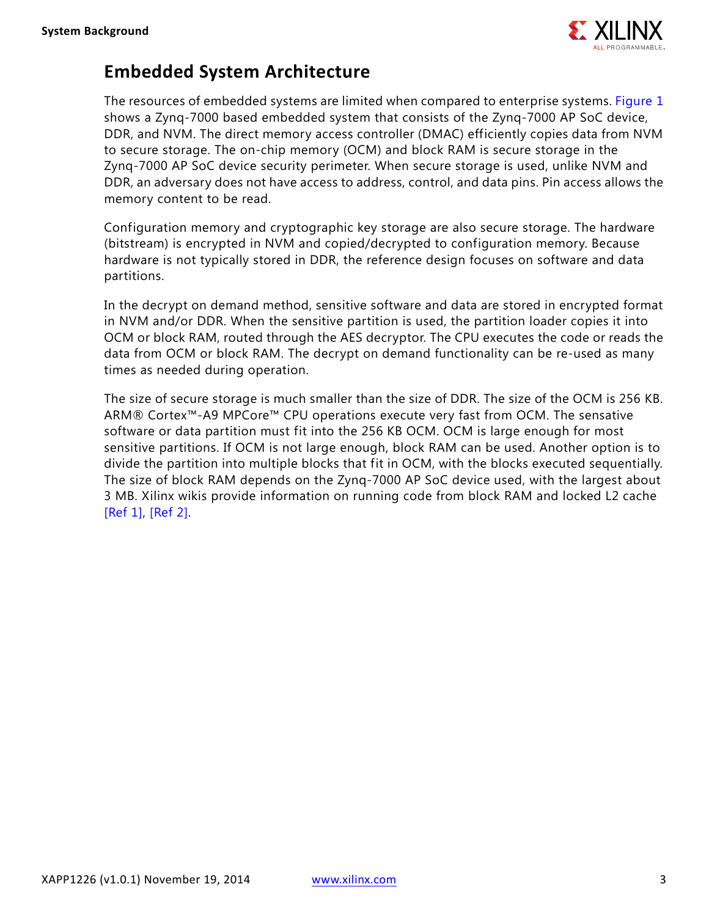## Embedded System Architecture

The resources of embedded systems are limited when compared to enterprise systems. Figure 1 shows a Zynq-7000 based embedded system that consists of the Zynq-7000 AP SoC device, DDR, and NVM. The direct memory access controller (DMAC) efficiently copies data from NVM to secure storage. The on-chip memory (OCM) and block RAM is secure storage in the Zynq-7000 AP SoC device security perimeter. When secure storage is used, unlike NVM and DDR, an adversary does not have access to address, control, and data pins. Pin access allows the memory content to be read.

Configuration memory and cryptographic key storage are also secure storage. The hardware (bitstream) is encrypted in NVM and copied/decrypted to configuration memory. Because hardware is not typically stored in DDR, the reference design focuses on software and data partitions.

In the decrypt on demand method, sensitive software and data are stored in encrypted format in NVM and/or DDR. When the sensitive partition is used, the partition loader copies it into OCM or block RAM, routed through the AES decryptor. The CPU executes the code or reads the data from OCM or block RAM. The decrypt on demand functionality can be re-used as many times as needed during operation.

The size of secure storage is much smaller than the size of DDR. The size of the OCM is 256 KB. ARM® Cortex™-A9 MPCore™ CPU operations execute very fast from OCM. The sensative software or data partition must fit into the 256 KB OCM. OCM is large enough for most sensitive partitions. If OCM is not large enough, block RAM can be used. Another option is to divide the partition into multiple blocks that fit in OCM, with the blocks executed sequentially. The size of block RAM depends on the Zynq-7000 AP SoC device used, with the largest about 3 MB. Xilinx wikis provide information on running code from block RAM and locked L2 cache [Ref 1], [Ref 2].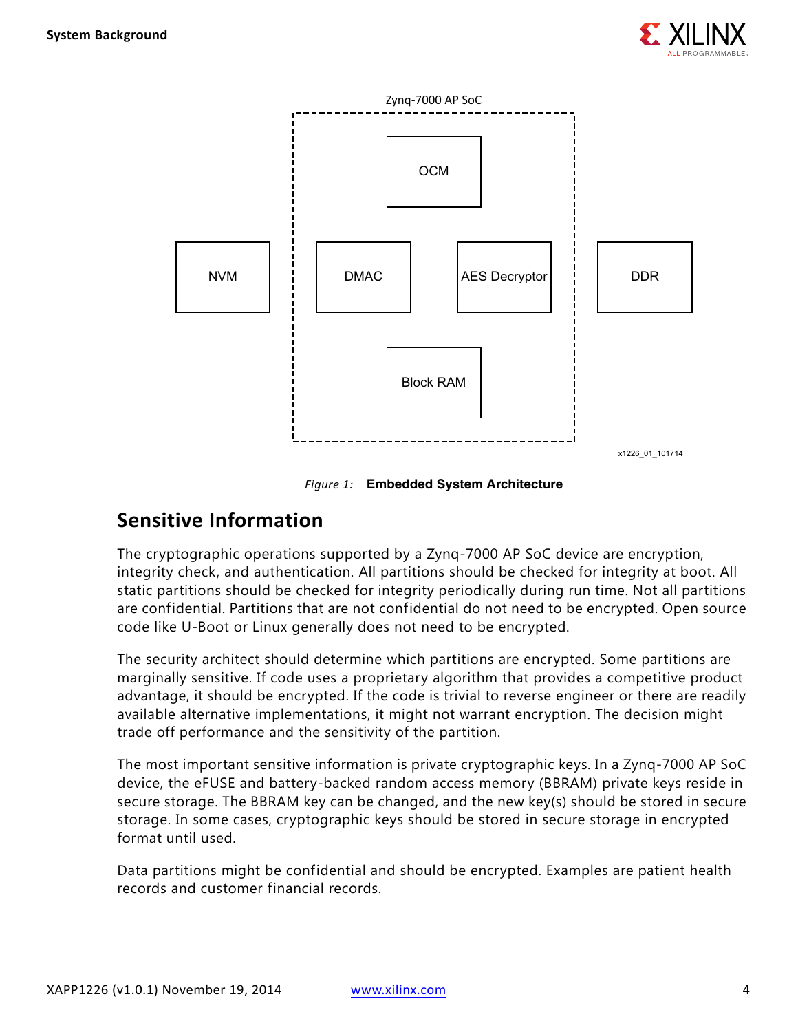Figure 1: **Embedded System Architecture**

## Sensitive Information

The cryptographic operations supported by a Zynq-7000 AP SoC device are encryption, integrity check, and authentication. All partitions should be checked for integrity at boot. All static partitions should be checked for integrity periodically during run time. Not all partitions are confidential. Partitions that are not confidential do not need to be encrypted. Open source code like U-Boot or Linux generally does not need to be encrypted.

The security architect should determine which partitions are encrypted. Some partitions are marginally sensitive. If code uses a proprietary algorithm that provides a competitive product advantage, it should be encrypted. If the code is trivial to reverse engineer or there are readily available alternative implementations, it might not warrant encryption. The decision might trade off performance and the sensitivity of the partition.

The most important sensitive information is private cryptographic keys. In a Zynq-7000 AP SoC device, the eFUSE and battery-backed random access memory (BBRAM) private keys reside in secure storage. The BBRAM key can be changed, and the new key(s) should be stored in secure storage. In some cases, cryptographic keys should be stored in secure storage in encrypted format until used.

Data partitions might be confidential and should be encrypted. Examples are patient health records and customer financial records.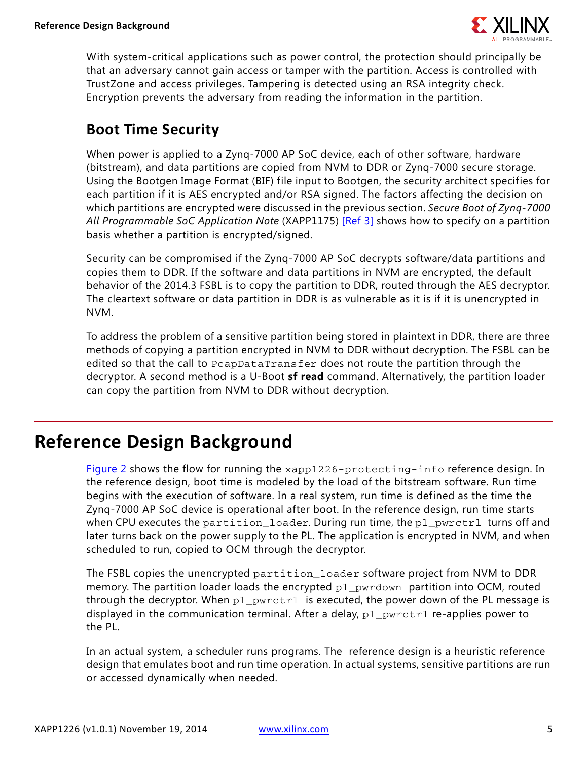With system-critical applications such as power control, the protection should principally be that an adversary cannot gain access or tamper with the partition. Access is controlled with TrustZone and access privileges. Tampering is detected using an RSA integrity check. Encryption prevents the adversary from reading the information in the partition.

## Boot Time Security

When power is applied to a Zynq-7000 AP SoC device, each of other software, hardware (bitstream), and data partitions are copied from NVM to DDR or Zynq-7000 secure storage. Using the Bootgen Image Format (BIF) file input to Bootgen, the security architect specifies for each partition if it is AES encrypted and/or RSA signed. The factors affecting the decision on which partitions are encrypted were discussed in the previous section. *Secure Boot of Zynq-7000 All Programmable SoC Application Note* (XAPP1175) [Ref 3] shows how to specify on a partition basis whether a partition is encrypted/signed.

Security can be compromised if the Zynq-7000 AP SoC decrypts software/data partitions and copies them to DDR. If the software and data partitions in NVM are encrypted, the default behavior of the 2014.3 FSBL is to copy the partition to DDR, routed through the AES decryptor. The cleartext software or data partition in DDR is as vulnerable as it is if it is unencrypted in NVM.

To address the problem of a sensitive partition being stored in plaintext in DDR, there are three methods of copying a partition encrypted in NVM to DDR without decryption. The FSBL can be edited so that the call to `PcapDataTransfer` does not route the partition through the decryptor. A second method is a U-Boot **sf read** command. Alternatively, the partition loader can copy the partition from NVM to DDR without decryption.

# Reference Design Background

Figure 2 shows the flow for running the `xapp1226-protecting-info` reference design. In the reference design, boot time is modeled by the load of the bitstream software. Run time begins with the execution of software. In a real system, run time is defined as the time the Zynq-7000 AP SoC device is operational after boot. In the reference design, run time starts when CPU executes the `partition_loader`. During run time, the `pl_pwrctrl` turns off and later turns back on the power supply to the PL. The application is encrypted in NVM, and when scheduled to run, copied to OCM through the decryptor.

The FSBL copies the unencrypted `partition_loader` software project from NVM to DDR memory. The partition loader loads the encrypted `pl_pwrdown` partition into OCM, routed through the decryptor. When `pl_pwrctrl` is executed, the power down of the PL message is displayed in the communication terminal. After a delay, `pl_pwrctrl` re-applies power to the PL.

In an actual system, a scheduler runs programs. The reference design is a heuristic reference design that emulates boot and run time operation. In actual systems, sensitive partitions are run or accessed dynamically when needed.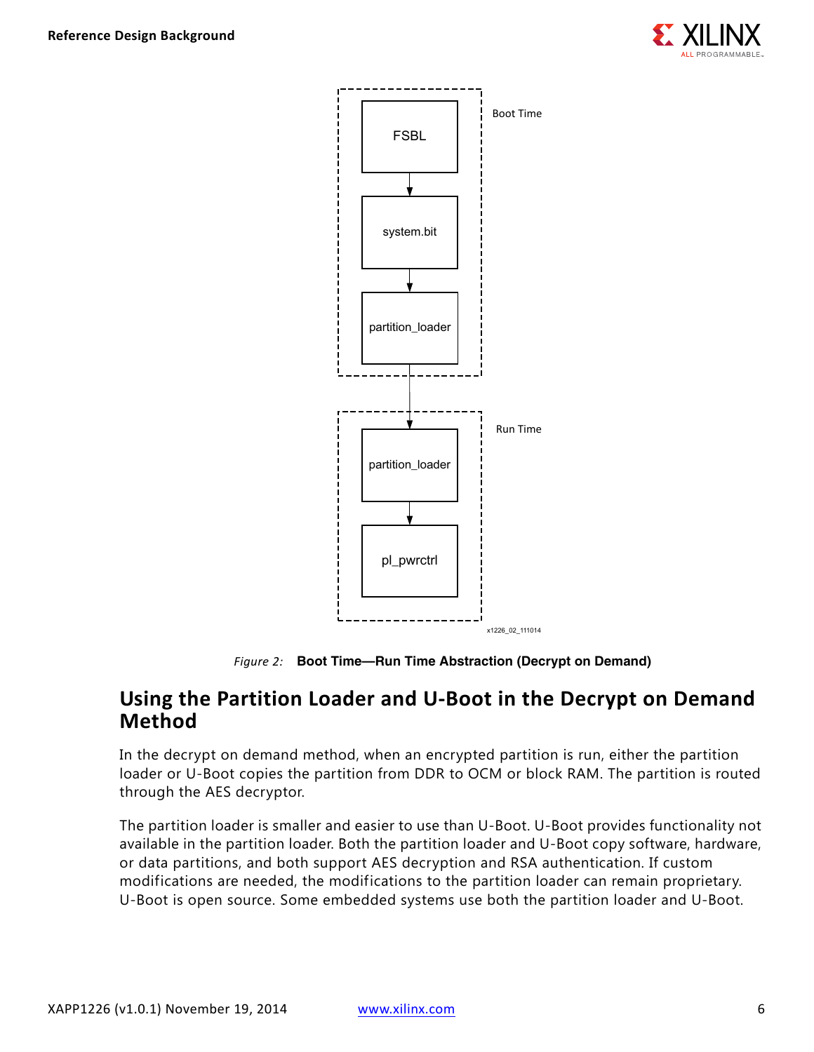*Figure 2:* **Boot Time—Run Time Abstraction (Decrypt on Demand)**

## Using the Partition Loader and U-Boot in the Decrypt on Demand Method

In the decrypt on demand method, when an encrypted partition is run, either the partition loader or U-Boot copies the partition from DDR to OCM or block RAM. The partition is routed through the AES decryptor.

The partition loader is smaller and easier to use than U-Boot. U-Boot provides functionality not available in the partition loader. Both the partition loader and U-Boot copy software, hardware, or data partitions, and both support AES decryption and RSA authentication. If custom modifications are needed, the modifications to the partition loader can remain proprietary. U-Boot is open source. Some embedded systems use both the partition loader and U-Boot.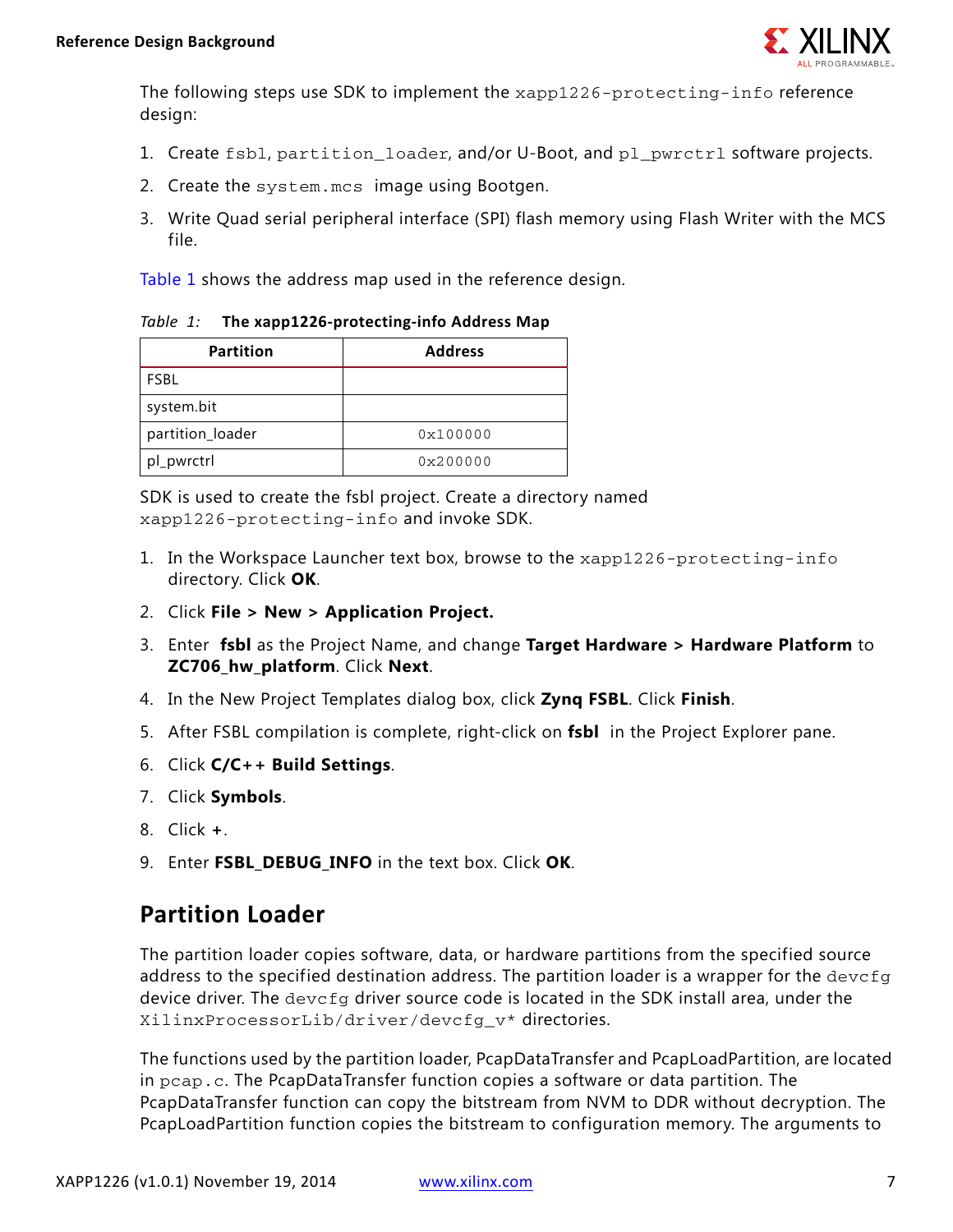The following steps use SDK to implement the `xapp1226-protecting-info` reference design:

1. Create `fsbl`, `partition_loader`, and/or U-Boot, and `pl_pwrctrl` software projects.
2. Create the `system.mcs` image using Bootgen.
3. Write Quad serial peripheral interface (SPI) flash memory using Flash Writer with the MCS file.

Table 1 shows the address map used in the reference design.

*Table 1:* **The xapp1226-protecting-info Address Map**

| Partition | Address |
|---|---|
| FSBL | |
| system.bit | |
| partition_loader | 0x100000 |
| pl_pwrctrl | 0x200000 |

SDK is used to create the fsbl project. Create a directory named `xapp1226-protecting-info` and invoke SDK.

1. In the Workspace Launcher text box, browse to the `xapp1226-protecting-info` directory. Click **OK**.
2. Click **File > New > Application Project.**
3. Enter **fsbl** as the Project Name, and change **Target Hardware > Hardware Platform** to **ZC706_hw_platform**. Click **Next**.
4. In the New Project Templates dialog box, click **Zynq FSBL**. Click **Finish**.
5. After FSBL compilation is complete, right-click on **fsbl** in the Project Explorer pane.
6. Click **C/C++ Build Settings**.
7. Click **Symbols**.
8. Click **+**.
9. Enter **FSBL_DEBUG_INFO** in the text box. Click **OK**.

## Partition Loader

The partition loader copies software, data, or hardware partitions from the specified source address to the specified destination address. The partition loader is a wrapper for the `devcfg` device driver. The `devcfg` driver source code is located in the SDK install area, under the `XilinxProcessorLib/driver/devcfg_v*` directories.

The functions used by the partition loader, PcapDataTransfer and PcapLoadPartition, are located in `pcap.c`. The PcapDataTransfer function copies a software or data partition. The PcapDataTransfer function can copy the bitstream from NVM to DDR without decryption. The PcapLoadPartition function copies the bitstream to configuration memory. The arguments to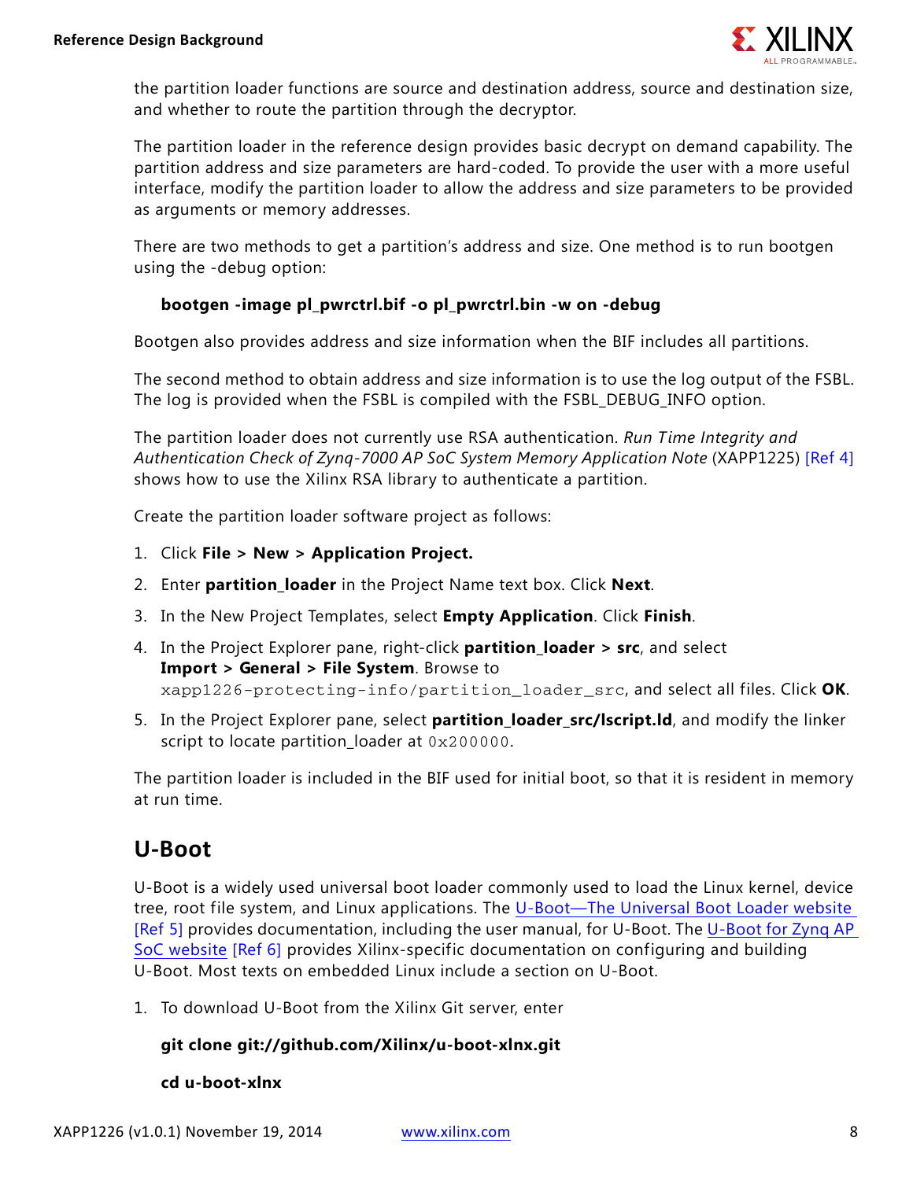the partition loader functions are source and destination address, source and destination size, and whether to route the partition through the decryptor.

The partition loader in the reference design provides basic decrypt on demand capability. The partition address and size parameters are hard-coded. To provide the user with a more useful interface, modify the partition loader to allow the address and size parameters to be provided as arguments or memory addresses.

There are two methods to get a partition's address and size. One method is to run bootgen using the -debug option:

**bootgen -image pl_pwrctrl.bif -o pl_pwrctrl.bin -w on -debug**

Bootgen also provides address and size information when the BIF includes all partitions.

The second method to obtain address and size information is to use the log output of the FSBL. The log is provided when the FSBL is compiled with the FSBL_DEBUG_INFO option.

The partition loader does not currently use RSA authentication. *Run Time Integrity and Authentication Check of Zynq-7000 AP SoC System Memory Application Note* (XAPP1225) [Ref 4] shows how to use the Xilinx RSA library to authenticate a partition.

Create the partition loader software project as follows:

1. Click **File > New > Application Project.**
2. Enter **partition_loader** in the Project Name text box. Click **Next**.
3. In the New Project Templates, select **Empty Application**. Click **Finish**.
4. In the Project Explorer pane, right-click **partition_loader > src**, and select **Import > General > File System**. Browse to `xapp1226-protecting-info/partition_loader_src`, and select all files. Click **OK**.
5. In the Project Explorer pane, select **partition_loader_src/lscript.ld**, and modify the linker script to locate partition_loader at `0x200000`.

The partition loader is included in the BIF used for initial boot, so that it is resident in memory at run time.

## U-Boot

U-Boot is a widely used universal boot loader commonly used to load the Linux kernel, device tree, root file system, and Linux applications. The U-Boot—The Universal Boot Loader website [Ref 5] provides documentation, including the user manual, for U-Boot. The U-Boot for Zynq AP SoC website [Ref 6] provides Xilinx-specific documentation on configuring and building U-Boot. Most texts on embedded Linux include a section on U-Boot.

1. To download U-Boot from the Xilinx Git server, enter

   **git clone git://github.com/Xilinx/u-boot-xlnx.git**

   **cd u-boot-xlnx**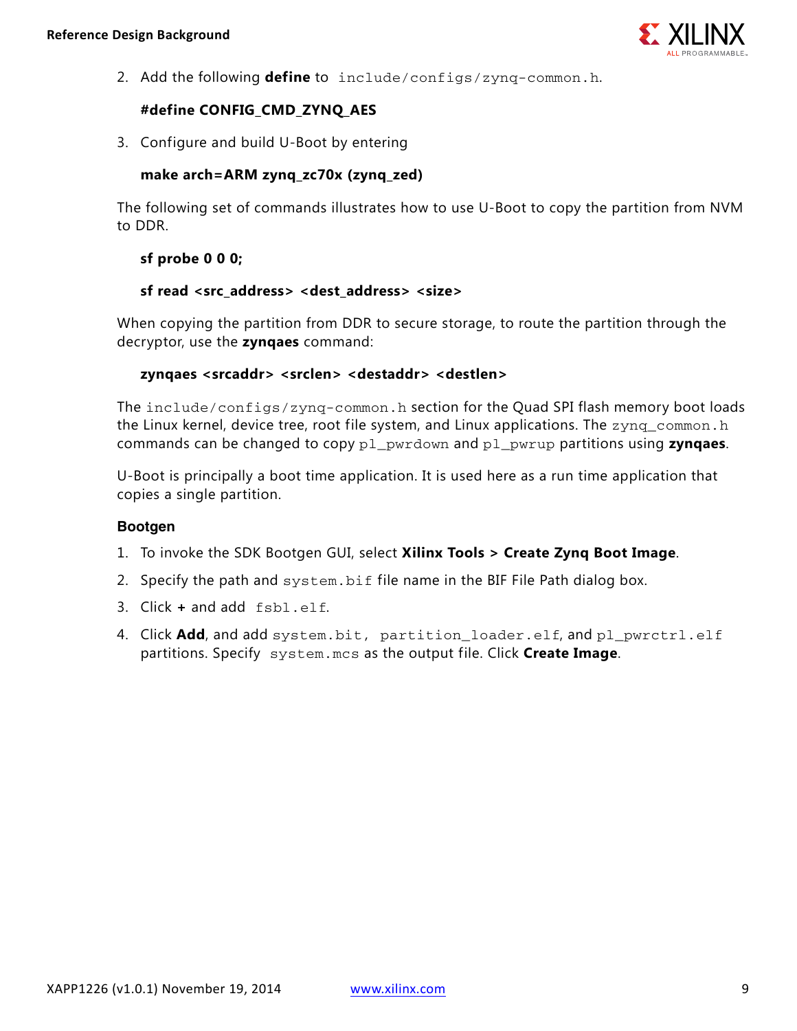2. Add the following **define** to `include/configs/zynq-common.h`.

   **#define CONFIG_CMD_ZYNQ_AES**

3. Configure and build U-Boot by entering

   **make arch=ARM zynq_zc70x (zynq_zed)**

The following set of commands illustrates how to use U-Boot to copy the partition from NVM to DDR.

**sf probe 0 0 0;**

**sf read <src_address> <dest_address> <size>**

When copying the partition from DDR to secure storage, to route the partition through the decryptor, use the **zynqaes** command:

**zynqaes <srcaddr> <srclen> <destaddr> <destlen>**

The `include/configs/zynq-common.h` section for the Quad SPI flash memory boot loads the Linux kernel, device tree, root file system, and Linux applications. The `zynq_common.h` commands can be changed to copy `pl_pwrdown` and `pl_pwrup` partitions using **zynqaes**.

U-Boot is principally a boot time application. It is used here as a run time application that copies a single partition.

### Bootgen

1. To invoke the SDK Bootgen GUI, select **Xilinx Tools > Create Zynq Boot Image**.
2. Specify the path and `system.bif` file name in the BIF File Path dialog box.
3. Click **+** and add `fsbl.elf`.
4. Click **Add**, and add `system.bit`, `partition_loader.elf`, and `pl_pwrctrl.elf` partitions. Specify `system.mcs` as the output file. Click **Create Image**.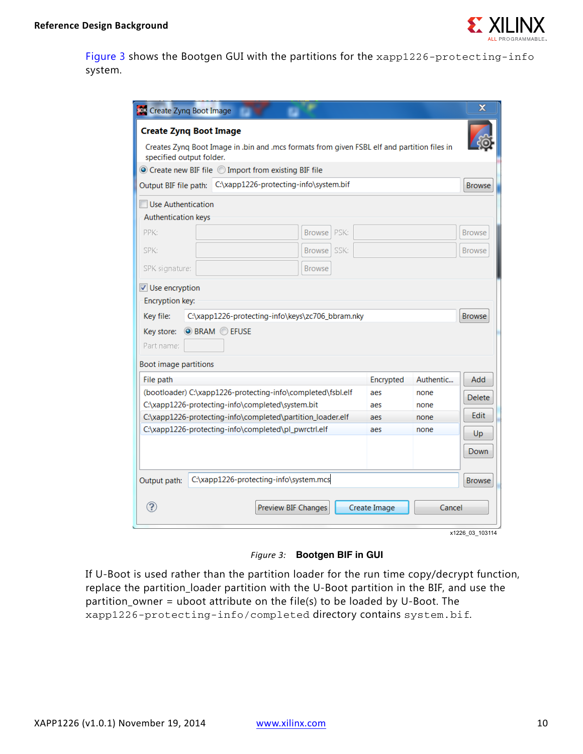Figure 3 shows the Bootgen GUI with the partitions for the `xapp1226-protecting-info` system.

*Figure 3:* **Bootgen BIF in GUI**

If U-Boot is used rather than the partition loader for the run time copy/decrypt function, replace the partition_loader partition with the U-Boot partition in the BIF, and use the partition_owner = uboot attribute on the file(s) to be loaded by U-Boot. The `xapp1226-protecting-info/completed` directory contains `system.bif`.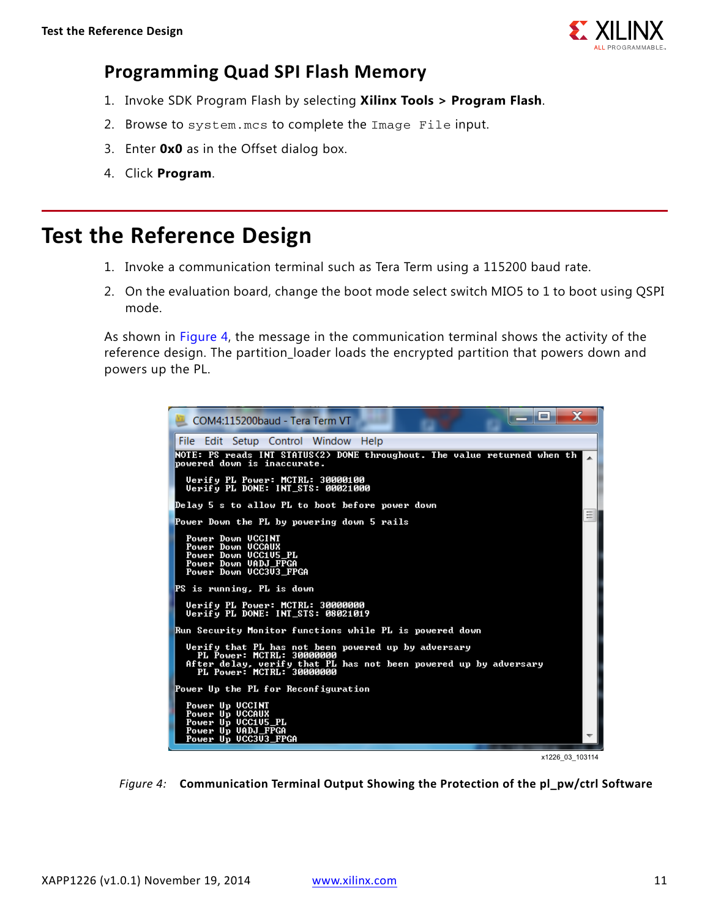## Programming Quad SPI Flash Memory

1. Invoke SDK Program Flash by selecting **Xilinx Tools > Program Flash**.
2. Browse to `system.mcs` to complete the `Image File` input.
3. Enter **0x0** as in the Offset dialog box.
4. Click **Program**.

# Test the Reference Design

1. Invoke a communication terminal such as Tera Term using a 115200 baud rate.
2. On the evaluation board, change the boot mode select switch MIO5 to 1 to boot using QSPI mode.

As shown in Figure 4, the message in the communication terminal shows the activity of the reference design. The partition_loader loads the encrypted partition that powers down and powers up the PL.

```
COM4:115200baud - Tera Term VT

NOTE: PS reads INT_STATUS(2) DONE throughout. The value returned when th
powered down is inaccurate.

  Verify PL Power: MCTRL: 30000100
  Verify PL DONE: INT_STS: 00021000

Delay 5 s to allow PL to boot before power down

Power Down the PL by powering down 5 rails

  Power Down VCCINT
  Power Down VCCAUX
  Power Down VCC1V5_PL
  Power Down VADJ_FPGA
  Power Down VCC3V3_FPGA

PS is running, PL is down

  Verify PL Power: MCTRL: 30000000
  Verify PL DONE: INT_STS: 08021019

Run Security Monitor functions while PL is powered down

  Verify that PL has not been powered up by adversary
    PL Power: MCTRL: 30000000
  After delay, verify that PL has not been powered up by adversary
    PL Power: MCTRL: 30000000

Power Up the PL for Reconfiguration

  Power Up VCCINT
  Power Up VCCAUX
  Power Up VCC1V5_PL
  Power Up VADJ_FPGA
  Power Up VCC3V3_FPGA
```

x1226_03_103114

*Figure 4:* **Communication Terminal Output Showing the Protection of the pl_pw/ctrl Software**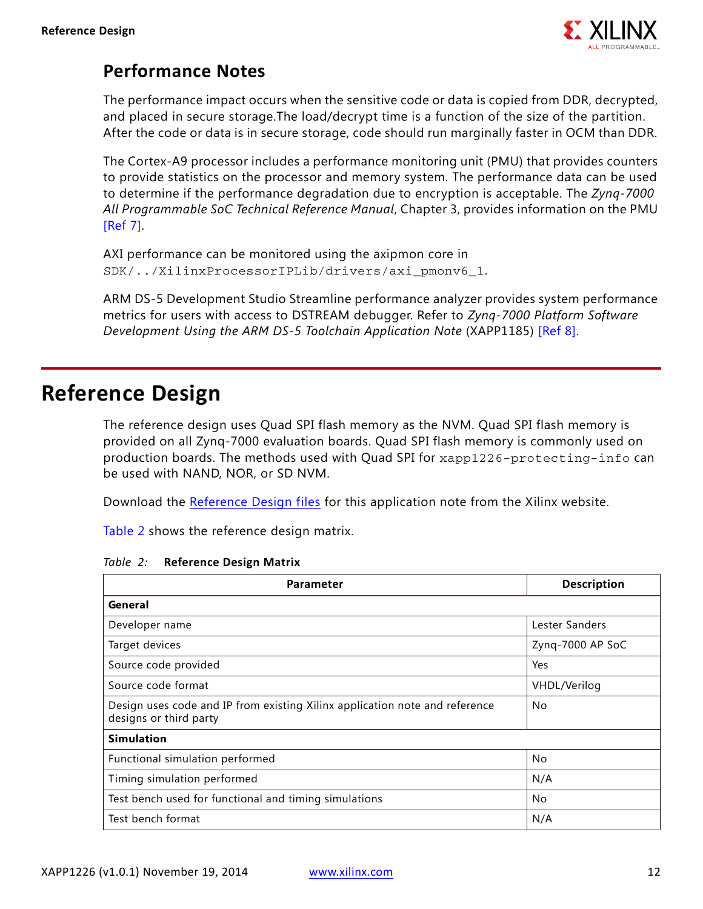### Performance Notes

The performance impact occurs when the sensitive code or data is copied from DDR, decrypted, and placed in secure storage.The load/decrypt time is a function of the size of the partition. After the code or data is in secure storage, code should run marginally faster in OCM than DDR.

The Cortex-A9 processor includes a performance monitoring unit (PMU) that provides counters to provide statistics on the processor and memory system. The performance data can be used to determine if the performance degradation due to encryption is acceptable. The *Zynq-7000 All Programmable SoC Technical Reference Manual*, Chapter 3, provides information on the PMU [Ref 7].

AXI performance can be monitored using the axipmon core in `SDK/../XilinxProcessorIPLib/drivers/axi_pmonv6_1`.

ARM DS-5 Development Studio Streamline performance analyzer provides system performance metrics for users with access to DSTREAM debugger. Refer to *Zynq-7000 Platform Software Development Using the ARM DS-5 Toolchain Application Note* (XAPP1185) [Ref 8].

## Reference Design

The reference design uses Quad SPI flash memory as the NVM. Quad SPI flash memory is provided on all Zynq-7000 evaluation boards. Quad SPI flash memory is commonly used on production boards. The methods used with Quad SPI for `xapp1226-protecting-info` can be used with NAND, NOR, or SD NVM.

Download the Reference Design files for this application note from the Xilinx website.

Table 2 shows the reference design matrix.

*Table 2:* **Reference Design Matrix**

| Parameter | Description |
|---|---|
| **General** | |
| Developer name | Lester Sanders |
| Target devices | Zynq-7000 AP SoC |
| Source code provided | Yes |
| Source code format | VHDL/Verilog |
| Design uses code and IP from existing Xilinx application note and reference designs or third party | No |
| **Simulation** | |
| Functional simulation performed | No |
| Timing simulation performed | N/A |
| Test bench used for functional and timing simulations | No |
| Test bench format | N/A |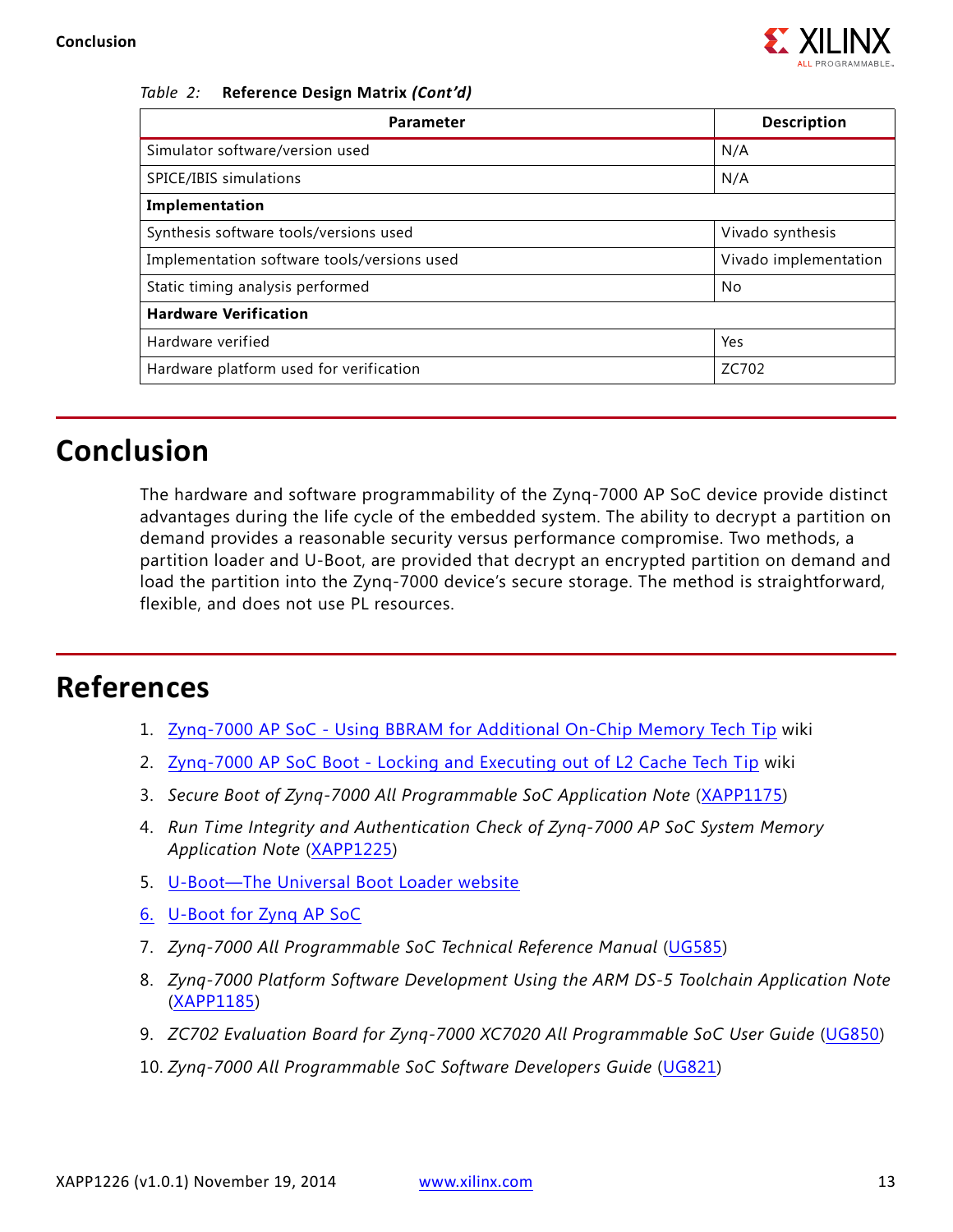Table 2: **Reference Design Matrix *(Cont'd)***

| Parameter | Description |
|---|---|
| Simulator software/version used | N/A |
| SPICE/IBIS simulations | N/A |
| **Implementation** | |
| Synthesis software tools/versions used | Vivado synthesis |
| Implementation software tools/versions used | Vivado implementation |
| Static timing analysis performed | No |
| **Hardware Verification** | |
| Hardware verified | Yes |
| Hardware platform used for verification | ZC702 |

# Conclusion

The hardware and software programmability of the Zynq-7000 AP SoC device provide distinct advantages during the life cycle of the embedded system. The ability to decrypt a partition on demand provides a reasonable security versus performance compromise. Two methods, a partition loader and U-Boot, are provided that decrypt an encrypted partition on demand and load the partition into the Zynq-7000 device's secure storage. The method is straightforward, flexible, and does not use PL resources.

# References

1. Zynq-7000 AP SoC - Using BBRAM for Additional On-Chip Memory Tech Tip wiki
2. Zynq-7000 AP SoC Boot - Locking and Executing out of L2 Cache Tech Tip wiki
3. *Secure Boot of Zynq-7000 All Programmable SoC Application Note* (XAPP1175)
4. *Run Time Integrity and Authentication Check of Zynq-7000 AP SoC System Memory Application Note* (XAPP1225)
5. U-Boot—The Universal Boot Loader website
6. U-Boot for Zynq AP SoC
7. *Zynq-7000 All Programmable SoC Technical Reference Manual* (UG585)
8. *Zynq-7000 Platform Software Development Using the ARM DS-5 Toolchain Application Note* (XAPP1185)
9. *ZC702 Evaluation Board for Zynq-7000 XC7020 All Programmable SoC User Guide* (UG850)
10. *Zynq-7000 All Programmable SoC Software Developers Guide* (UG821)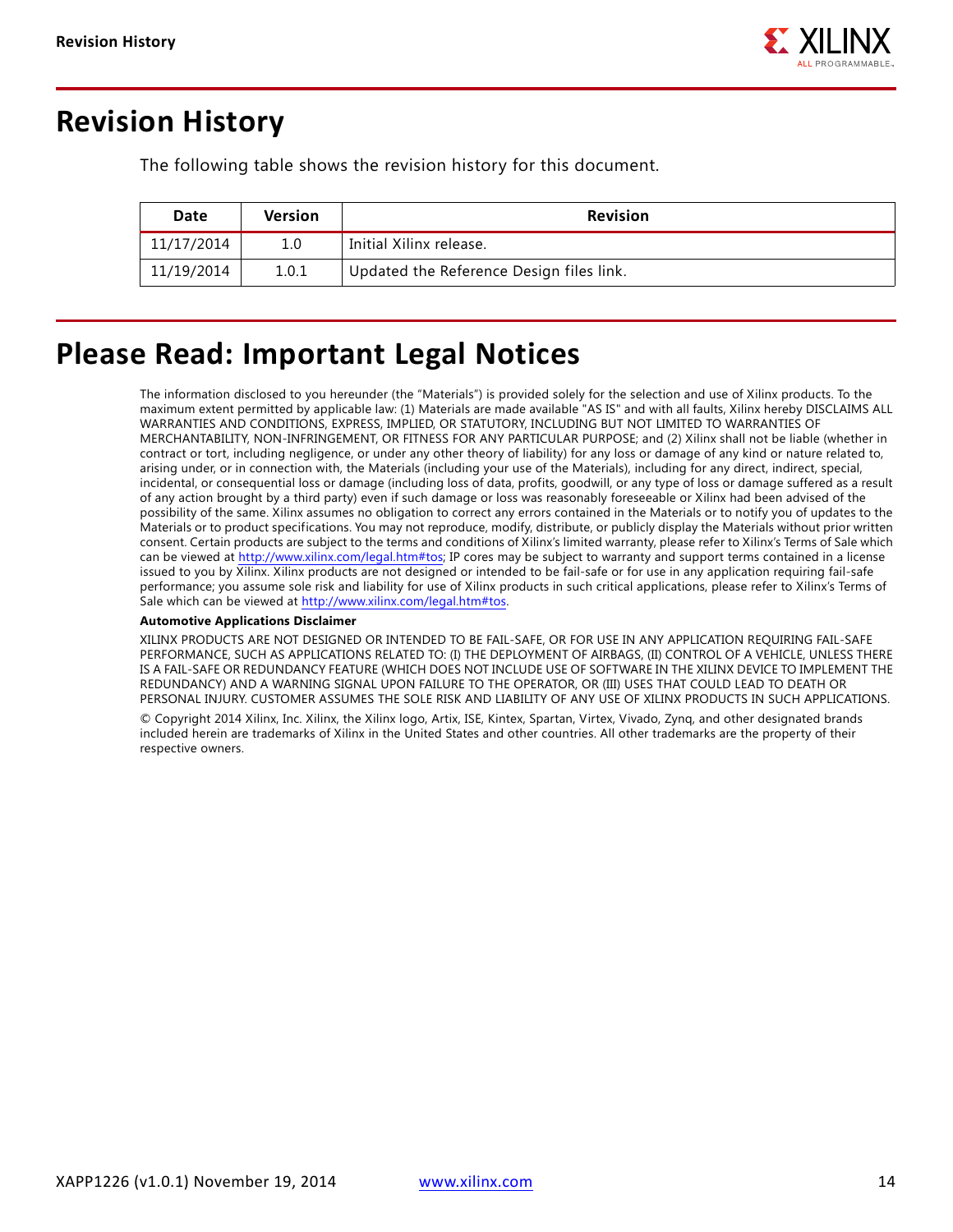# Revision History

The following table shows the revision history for this document.

| Date | Version | Revision |
|---|---|---|
| 11/17/2014 | 1.0 | Initial Xilinx release. |
| 11/19/2014 | 1.0.1 | Updated the Reference Design files link. |

# Please Read: Important Legal Notices

The information disclosed to you hereunder (the "Materials") is provided solely for the selection and use of Xilinx products. To the maximum extent permitted by applicable law: (1) Materials are made available "AS IS" and with all faults, Xilinx hereby DISCLAIMS ALL WARRANTIES AND CONDITIONS, EXPRESS, IMPLIED, OR STATUTORY, INCLUDING BUT NOT LIMITED TO WARRANTIES OF MERCHANTABILITY, NON-INFRINGEMENT, OR FITNESS FOR ANY PARTICULAR PURPOSE; and (2) Xilinx shall not be liable (whether in contract or tort, including negligence, or under any other theory of liability) for any loss or damage of any kind or nature related to, arising under, or in connection with, the Materials (including your use of the Materials), including for any direct, indirect, special, incidental, or consequential loss or damage (including loss of data, profits, goodwill, or any type of loss or damage suffered as a result of any action brought by a third party) even if such damage or loss was reasonably foreseeable or Xilinx had been advised of the possibility of the same. Xilinx assumes no obligation to correct any errors contained in the Materials or to notify you of updates to the Materials or to product specifications. You may not reproduce, modify, distribute, or publicly display the Materials without prior written consent. Certain products are subject to the terms and conditions of Xilinx's limited warranty, please refer to Xilinx's Terms of Sale which can be viewed at http://www.xilinx.com/legal.htm#tos; IP cores may be subject to warranty and support terms contained in a license issued to you by Xilinx. Xilinx products are not designed or intended to be fail-safe or for use in any application requiring fail-safe performance; you assume sole risk and liability for use of Xilinx products in such critical applications, please refer to Xilinx's Terms of Sale which can be viewed at http://www.xilinx.com/legal.htm#tos.

**Automotive Applications Disclaimer**

XILINX PRODUCTS ARE NOT DESIGNED OR INTENDED TO BE FAIL-SAFE, OR FOR USE IN ANY APPLICATION REQUIRING FAIL-SAFE PERFORMANCE, SUCH AS APPLICATIONS RELATED TO: (I) THE DEPLOYMENT OF AIRBAGS, (II) CONTROL OF A VEHICLE, UNLESS THERE IS A FAIL-SAFE OR REDUNDANCY FEATURE (WHICH DOES NOT INCLUDE USE OF SOFTWARE IN THE XILINX DEVICE TO IMPLEMENT THE REDUNDANCY) AND A WARNING SIGNAL UPON FAILURE TO THE OPERATOR, OR (III) USES THAT COULD LEAD TO DEATH OR PERSONAL INJURY. CUSTOMER ASSUMES THE SOLE RISK AND LIABILITY OF ANY USE OF XILINX PRODUCTS IN SUCH APPLICATIONS.

© Copyright 2014 Xilinx, Inc. Xilinx, the Xilinx logo, Artix, ISE, Kintex, Spartan, Virtex, Vivado, Zynq, and other designated brands included herein are trademarks of Xilinx in the United States and other countries. All other trademarks are the property of their respective owners.